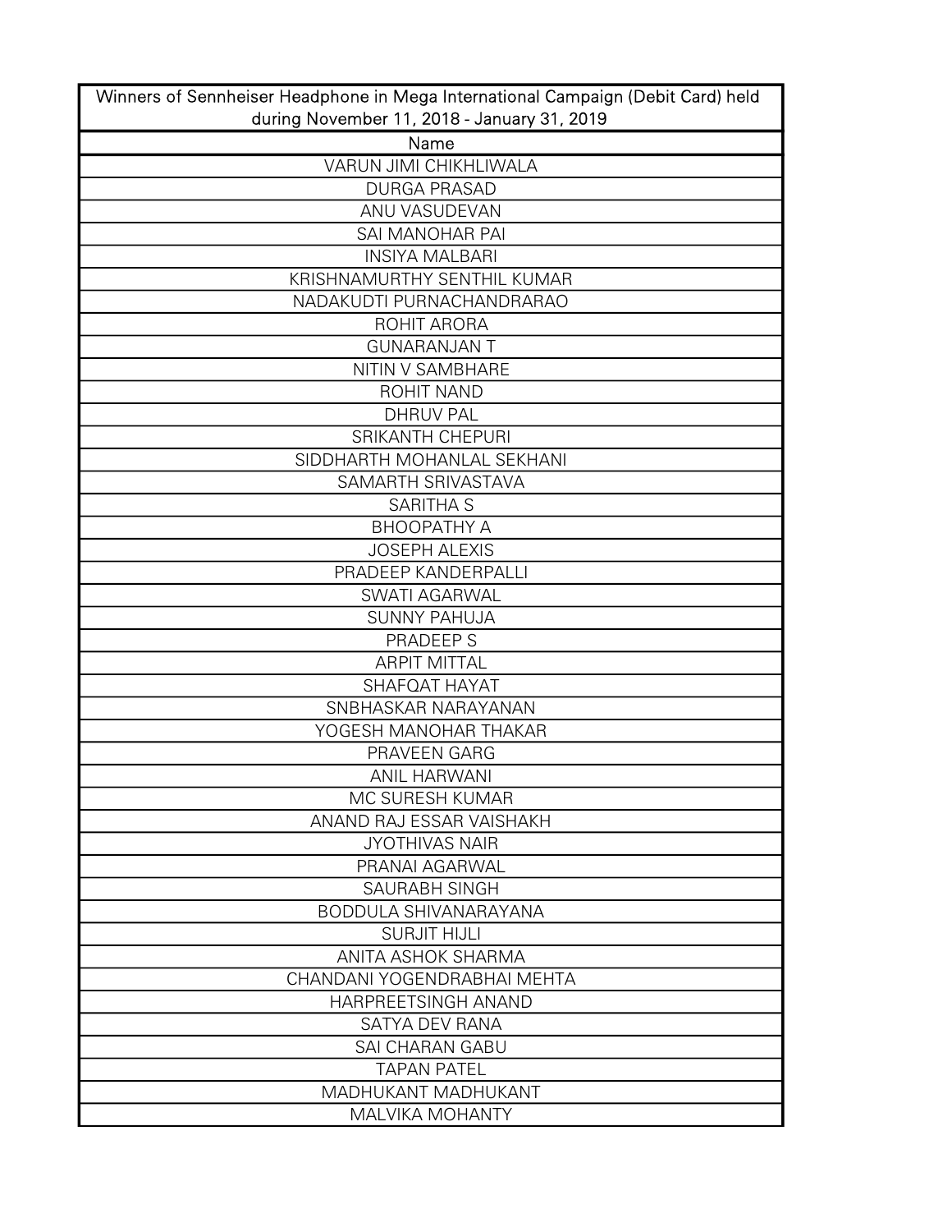| Winners of Sennheiser Headphone in Mega International Campaign (Debit Card) held during November 11, 2018 - January 31, 2019 |
|---|
| Name |
| VARUN JIMI CHIKHLIWALA |
| DURGA PRASAD |
| ANU VASUDEVAN |
| SAI MANOHAR PAI |
| INSIYA MALBARI |
| KRISHNAMURTHY SENTHIL KUMAR |
| NADAKUDTI PURNACHANDRARAO |
| ROHIT ARORA |
| GUNARANJAN T |
| NITIN V SAMBHARE |
| ROHIT NAND |
| DHRUV PAL |
| SRIKANTH CHEPURI |
| SIDDHARTH MOHANLAL SEKHANI |
| SAMARTH SRIVASTAVA |
| SARITHA S |
| BHOOPATHY A |
| JOSEPH ALEXIS |
| PRADEEP KANDERPALLI |
| SWATI AGARWAL |
| SUNNY PAHUJA |
| PRADEEP S |
| ARPIT MITTAL |
| SHAFQAT HAYAT |
| SNBHASKAR NARAYANAN |
| YOGESH MANOHAR THAKAR |
| PRAVEEN GARG |
| ANIL HARWANI |
| MC SURESH KUMAR |
| ANAND RAJ ESSAR VAISHAKH |
| JYOTHIVAS NAIR |
| PRANAI AGARWAL |
| SAURABH SINGH |
| BODDULA SHIVANARAYANA |
| SURJIT HIJLI |
| ANITA ASHOK SHARMA |
| CHANDANI YOGENDRABHAI MEHTA |
| HARPREETSINGH ANAND |
| SATYA DEV RANA |
| SAI CHARAN GABU |
| TAPAN PATEL |
| MADHUKANT MADHUKANT |
| MALVIKA MOHANTY |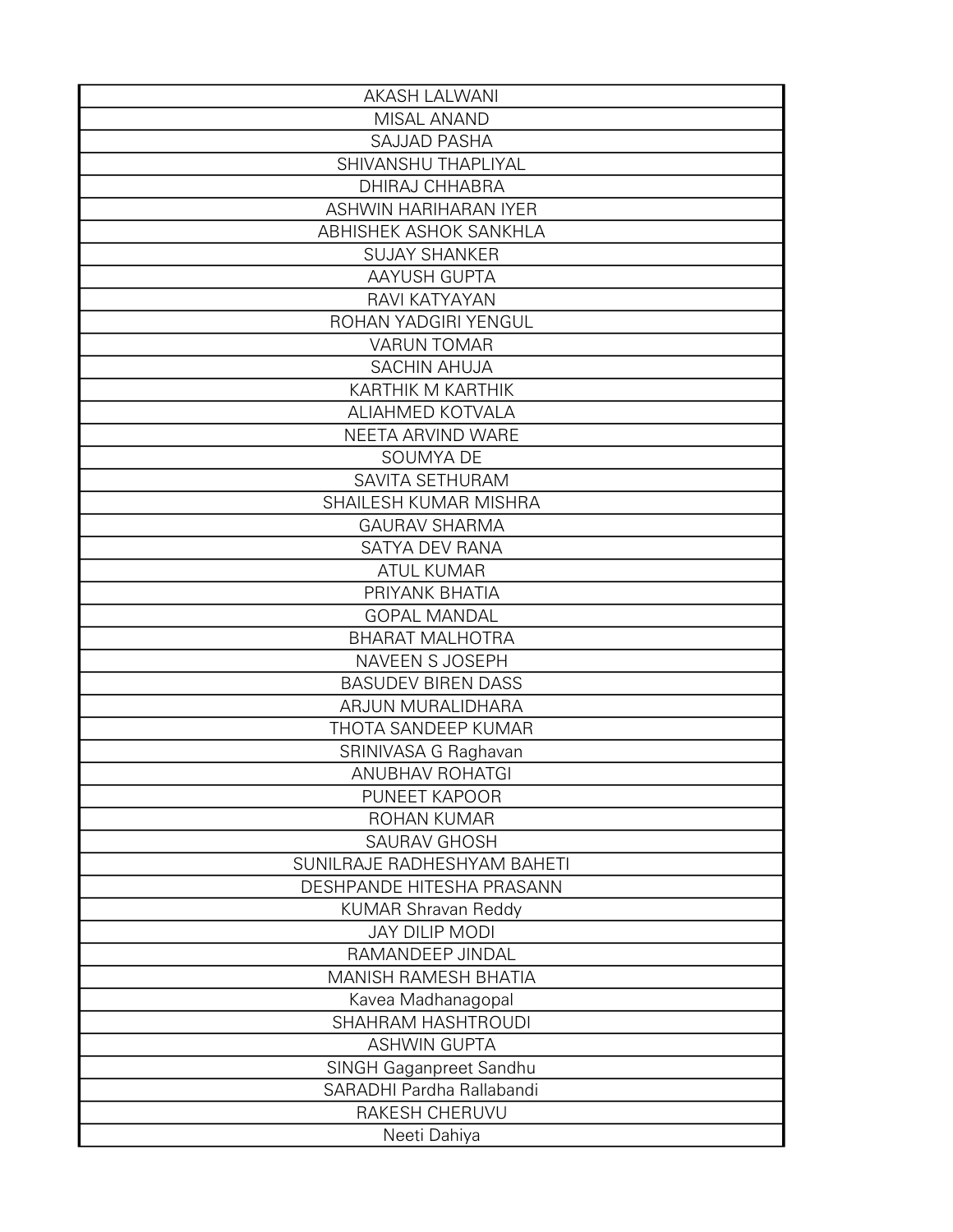| AKASH LALWANI |
| --- |
| MISAL ANAND |
| SAJJAD PASHA |
| SHIVANSHU THAPLIYAL |
| DHIRAJ CHHABRA |
| ASHWIN HARIHARAN IYER |
| ABHISHEK ASHOK SANKHLA |
| SUJAY SHANKER |
| AAYUSH GUPTA |
| RAVI KATYAYAN |
| ROHAN YADGIRI YENGUL |
| VARUN TOMAR |
| SACHIN AHUJA |
| KARTHIK M KARTHIK |
| ALIAHMED KOTVALA |
| NEETA ARVIND WARE |
| SOUMYA DE |
| SAVITA SETHURAM |
| SHAILESH KUMAR MISHRA |
| GAURAV SHARMA |
| SATYA DEV RANA |
| ATUL KUMAR |
| PRIYANK BHATIA |
| GOPAL MANDAL |
| BHARAT MALHOTRA |
| NAVEEN S JOSEPH |
| BASUDEV BIREN DASS |
| ARJUN MURALIDHARA |
| THOTA SANDEEP KUMAR |
| SRINIVASA G Raghavan |
| ANUBHAV ROHATGI |
| PUNEET KAPOOR |
| ROHAN KUMAR |
| SAURAV GHOSH |
| SUNILRAJE RADHESHYAM BAHETI |
| DESHPANDE HITESHA PRASANN |
| KUMAR Shravan Reddy |
| JAY DILIP MODI |
| RAMANDEEP JINDAL |
| MANISH RAMESH BHATIA |
| Kavea Madhanagopal |
| SHAHRAM HASHTROUDI |
| ASHWIN GUPTA |
| SINGH Gaganpreet Sandhu |
| SARADHI Pardha Rallabandi |
| RAKESH CHERUVU |
| Neeti Dahiya |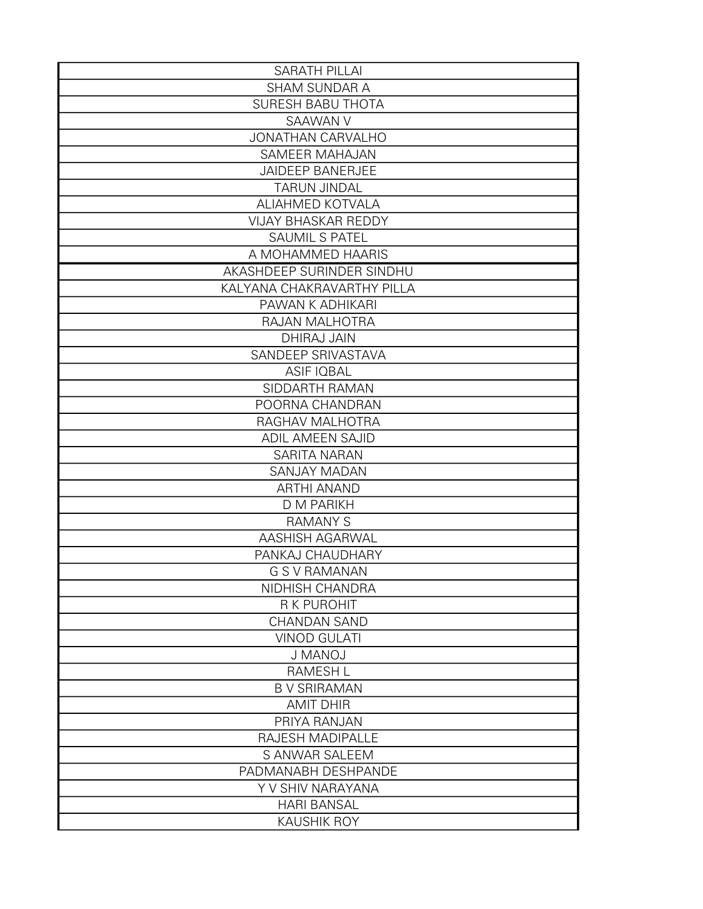| SARATH PILLAI |
| --- |
| SHAM SUNDAR A |
| SURESH BABU THOTA |
| SAAWAN V |
| JONATHAN CARVALHO |
| SAMEER MAHAJAN |
| JAIDEEP BANERJEE |
| TARUN JINDAL |
| ALIAHMED KOTVALA |
| VIJAY BHASKAR REDDY |
| SAUMIL S PATEL |
| A MOHAMMED HAARIS |
| AKASHDEEP SURINDER SINDHU |
| KALYANA CHAKRAVARTHY PILLA |
| PAWAN K ADHIKARI |
| RAJAN MALHOTRA |
| DHIRAJ JAIN |
| SANDEEP SRIVASTAVA |
| ASIF IQBAL |
| SIDDARTH RAMAN |
| POORNA CHANDRAN |
| RAGHAV MALHOTRA |
| ADIL AMEEN SAJID |
| SARITA NARAN |
| SANJAY MADAN |
| ARTHI ANAND |
| D M PARIKH |
| RAMANY S |
| AASHISH AGARWAL |
| PANKAJ CHAUDHARY |
| G S V RAMANAN |
| NIDHISH CHANDRA |
| R K PUROHIT |
| CHANDAN SAND |
| VINOD GULATI |
| J MANOJ |
| RAMESH L |
| B V SRIRAMAN |
| AMIT DHIR |
| PRIYA RANJAN |
| RAJESH MADIPALLE |
| S ANWAR SALEEM |
| PADMANABH DESHPANDE |
| Y V SHIV NARAYANA |
| HARI BANSAL |
| KAUSHIK ROY |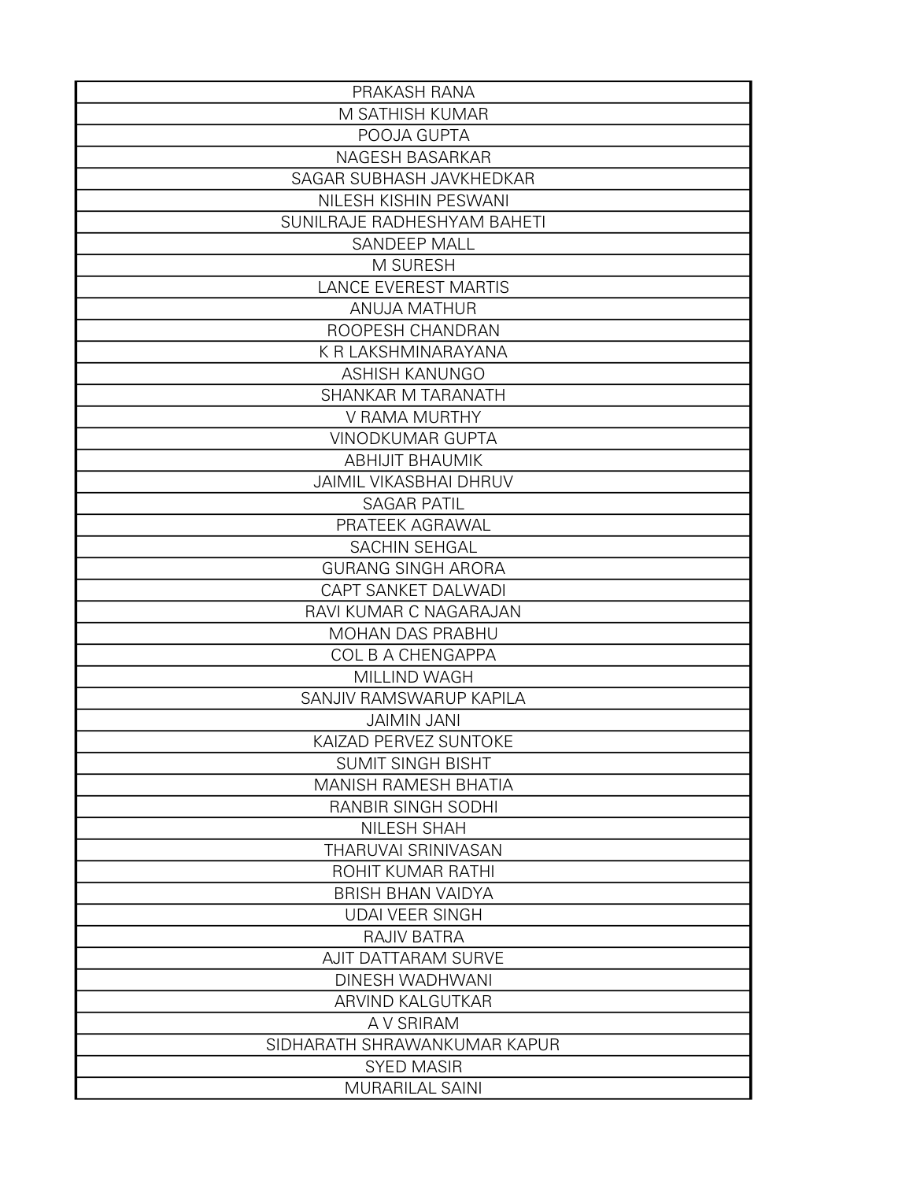| PRAKASH RANA |
| --- |
| M SATHISH KUMAR |
| POOJA GUPTA |
| NAGESH BASARKAR |
| SAGAR SUBHASH JAVKHEDKAR |
| NILESH KISHIN PESWANI |
| SUNILRAJE RADHESHYAM BAHETI |
| SANDEEP MALL |
| M SURESH |
| LANCE EVEREST MARTIS |
| ANUJA MATHUR |
| ROOPESH CHANDRAN |
| K R LAKSHMINARAYANA |
| ASHISH KANUNGO |
| SHANKAR M TARANATH |
| V RAMA MURTHY |
| VINODKUMAR GUPTA |
| ABHIJIT BHAUMIK |
| JAIMIL VIKASBHAI DHRUV |
| SAGAR PATIL |
| PRATEEK AGRAWAL |
| SACHIN SEHGAL |
| GURANG SINGH ARORA |
| CAPT SANKET DALWADI |
| RAVI KUMAR C NAGARAJAN |
| MOHAN DAS PRABHU |
| COL B A CHENGAPPA |
| MILLIND WAGH |
| SANJIV RAMSWARUP KAPILA |
| JAIMIN JANI |
| KAIZAD PERVEZ SUNTOKE |
| SUMIT SINGH BISHT |
| MANISH RAMESH BHATIA |
| RANBIR SINGH SODHI |
| NILESH SHAH |
| THARUVAI SRINIVASAN |
| ROHIT KUMAR RATHI |
| BRISH BHAN VAIDYA |
| UDAI VEER SINGH |
| RAJIV BATRA |
| AJIT DATTARAM SURVE |
| DINESH WADHWANI |
| ARVIND KALGUTKAR |
| A V SRIRAM |
| SIDHARATH SHRAWANKUMAR KAPUR |
| SYED MASIR |
| MURARILAL SAINI |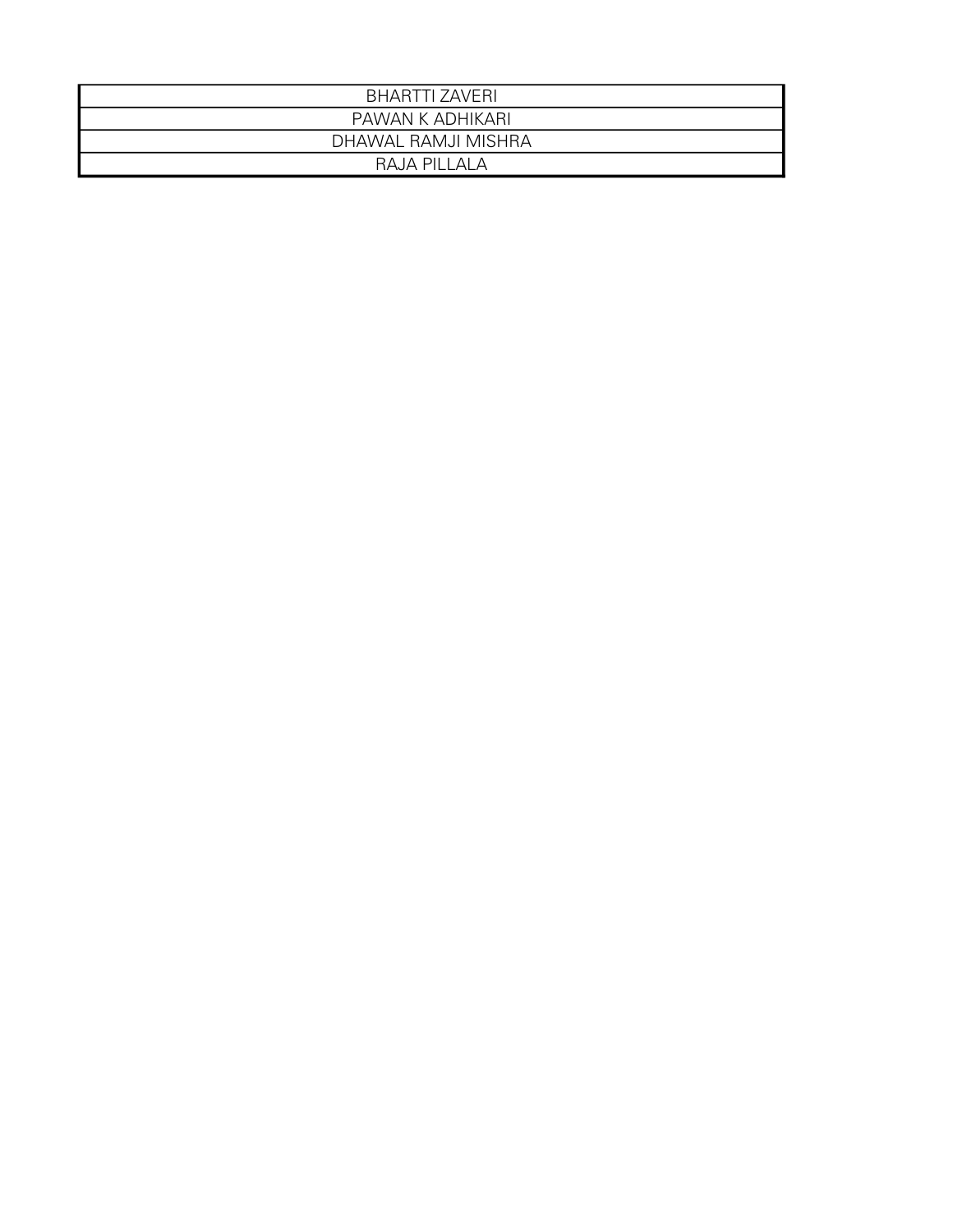| |
|---|
| BHARTTI ZAVERI |
| PAWAN K ADHIKARI |
| DHAWAL RAMJI MISHRA |
| RAJA PILLALA |